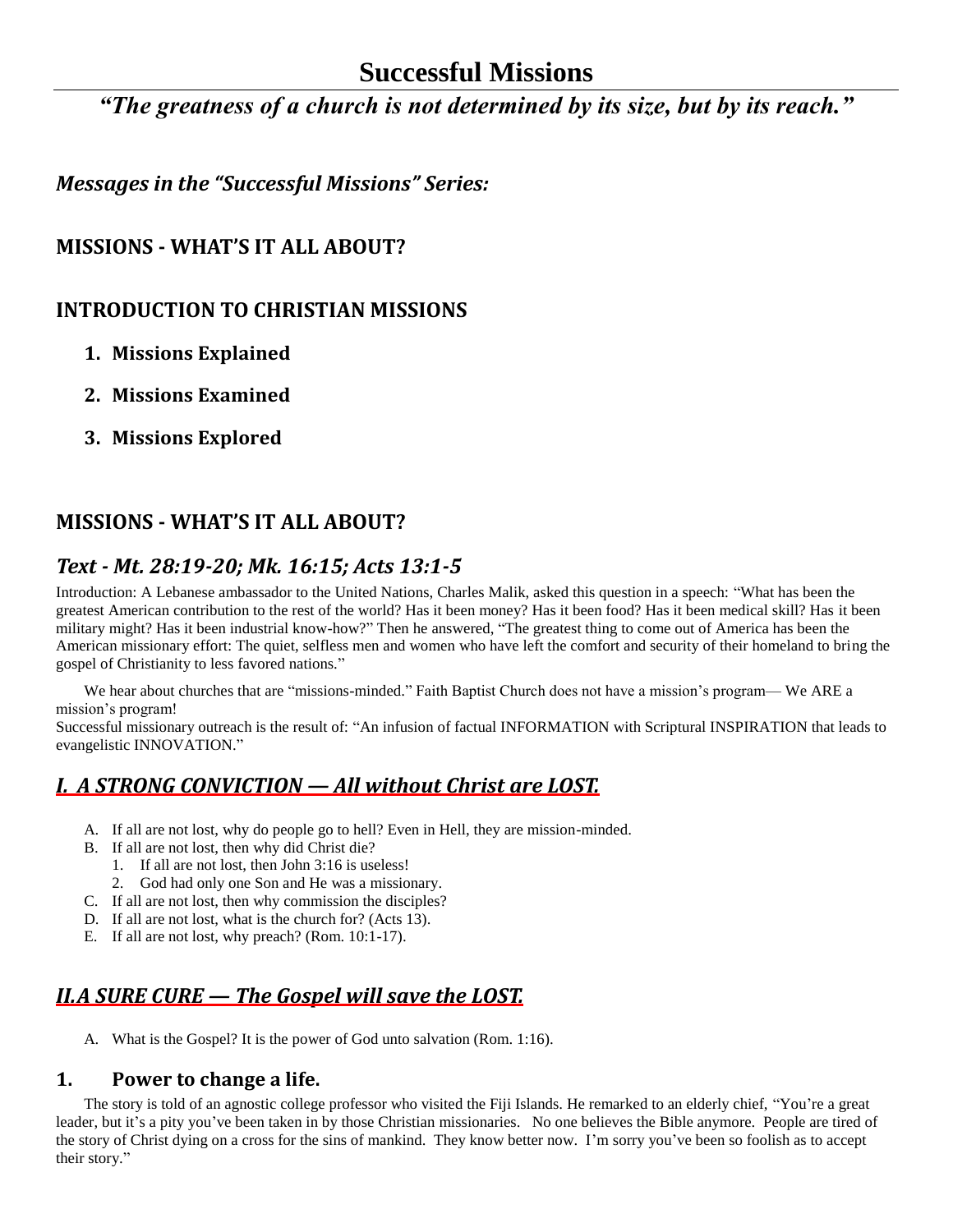# Successful Missions

***"The greatness of a church is not determined by its size, but by its reach."***

***Messages in the "Successful Missions" Series:***

## MISSIONS - WHAT'S IT ALL ABOUT?

## INTRODUCTION TO CHRISTIAN MISSIONS

1. **Missions Explained**
2. **Missions Examined**
3. **Missions Explored**

## MISSIONS - WHAT'S IT ALL ABOUT?

### *Text - Mt. 28:19-20; Mk. 16:15; Acts 13:1-5*

Introduction: A Lebanese ambassador to the United Nations, Charles Malik, asked this question in a speech: "What has been the greatest American contribution to the rest of the world? Has it been money? Has it been food? Has it been medical skill? Has it been military might? Has it been industrial know-how?" Then he answered, "The greatest thing to come out of America has been the American missionary effort: The quiet, selfless men and women who have left the comfort and security of their homeland to bring the gospel of Christianity to less favored nations."

We hear about churches that are "missions-minded." Faith Baptist Church does not have a mission's program— We ARE a mission's program!

Successful missionary outreach is the result of: "An infusion of factual INFORMATION with Scriptural INSPIRATION that leads to evangelistic INNOVATION."

## *I. A STRONG CONVICTION — All without Christ are LOST.*

A. If all are not lost, why do people go to hell? Even in Hell, they are mission-minded.
B. If all are not lost, then why did Christ die?
   1. If all are not lost, then John 3:16 is useless!
   2. God had only one Son and He was a missionary.
C. If all are not lost, then why commission the disciples?
D. If all are not lost, what is the church for? (Acts 13).
E. If all are not lost, why preach? (Rom. 10:1-17).

## *II.A SURE CURE — The Gospel will save the LOST.*

A. What is the Gospel? It is the power of God unto salvation (Rom. 1:16).

### 1. Power to change a life.

The story is told of an agnostic college professor who visited the Fiji Islands. He remarked to an elderly chief, "You're a great leader, but it's a pity you've been taken in by those Christian missionaries. No one believes the Bible anymore. People are tired of the story of Christ dying on a cross for the sins of mankind. They know better now. I'm sorry you've been so foolish as to accept their story."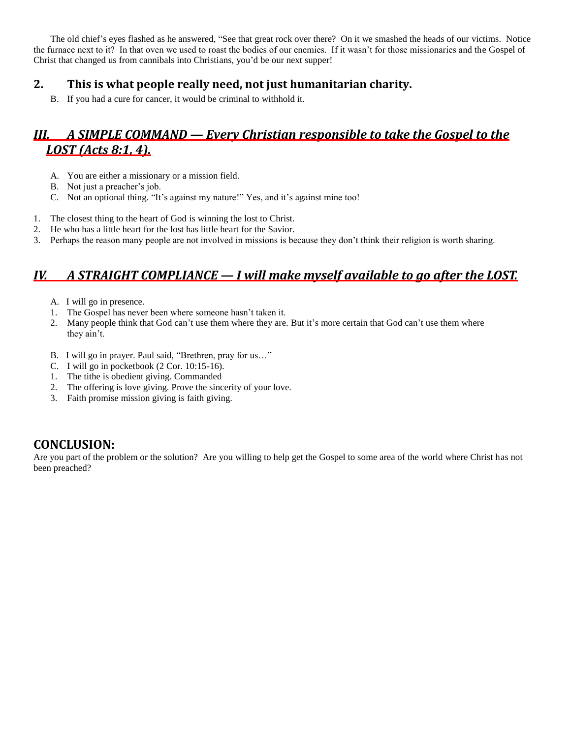The old chief's eyes flashed as he answered, "See that great rock over there? On it we smashed the heads of our victims. Notice the furnace next to it? In that oven we used to roast the bodies of our enemies. If it wasn't for those missionaries and the Gospel of Christ that changed us from cannibals into Christians, you'd be our next supper!

## 2. This is what people really need, not just humanitarian charity.

B. If you had a cure for cancer, it would be criminal to withhold it.

## ***III. A SIMPLE COMMAND — Every Christian responsible to take the Gospel to the LOST (Acts 8:1, 4).***

A. You are either a missionary or a mission field.
B. Not just a preacher's job.
C. Not an optional thing. "It's against my nature!" Yes, and it's against mine too!

1. The closest thing to the heart of God is winning the lost to Christ.
2. He who has a little heart for the lost has little heart for the Savior.
3. Perhaps the reason many people are not involved in missions is because they don't think their religion is worth sharing.

## ***IV. A STRAIGHT COMPLIANCE — I will make myself available to go after the LOST.***

A. I will go in presence.

1. The Gospel has never been where someone hasn't taken it.
2. Many people think that God can't use them where they are. But it's more certain that God can't use them where they ain't.

B. I will go in prayer. Paul said, "Brethren, pray for us…"
C. I will go in pocketbook (2 Cor. 10:15-16).

1. The tithe is obedient giving. Commanded
2. The offering is love giving. Prove the sincerity of your love.
3. Faith promise mission giving is faith giving.

## CONCLUSION:

Are you part of the problem or the solution? Are you willing to help get the Gospel to some area of the world where Christ has not been preached?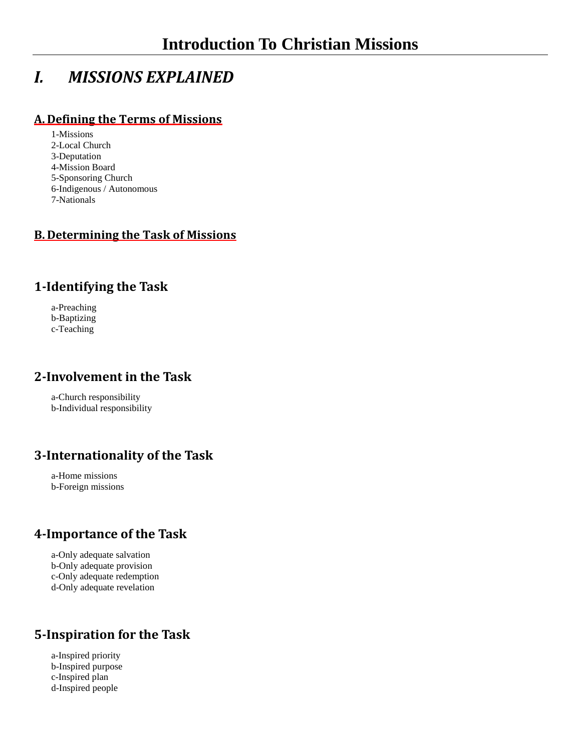# Introduction To Christian Missions

## *I. MISSIONS EXPLAINED*

### A. Defining the Terms of Missions

1-Missions
2-Local Church
3-Deputation
4-Mission Board
5-Sponsoring Church
6-Indigenous / Autonomous
7-Nationals

### B. Determining the Task of Missions

### 1-Identifying the Task

a-Preaching
b-Baptizing
c-Teaching

### 2-Involvement in the Task

a-Church responsibility
b-Individual responsibility

### 3-Internationality of the Task

a-Home missions
b-Foreign missions

### 4-Importance of the Task

a-Only adequate salvation
b-Only adequate provision
c-Only adequate redemption
d-Only adequate revelation

### 5-Inspiration for the Task

a-Inspired priority
b-Inspired purpose
c-Inspired plan
d-Inspired people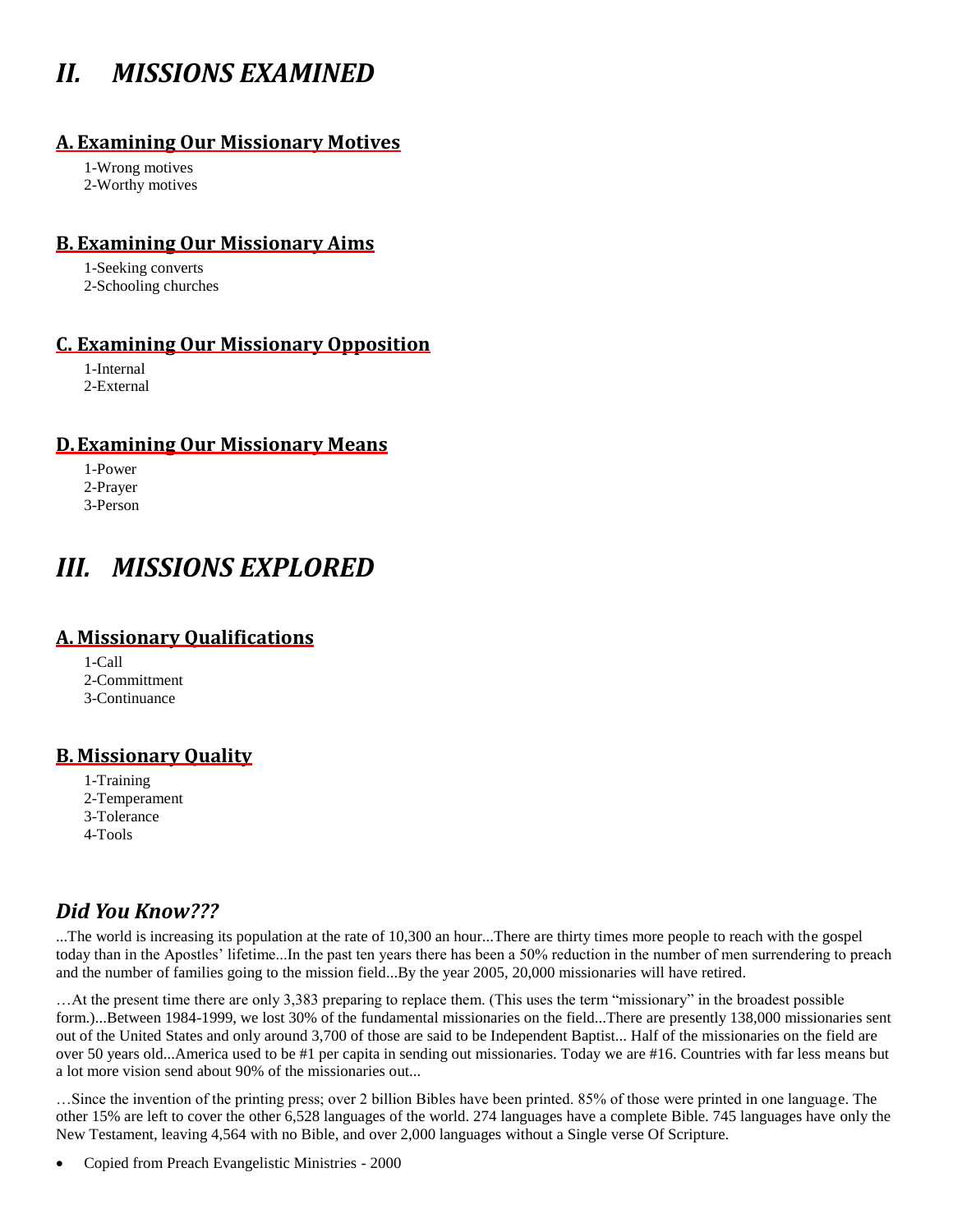# *II. MISSIONS EXAMINED*

## A. Examining Our Missionary Motives

1-Wrong motives
2-Worthy motives

## B. Examining Our Missionary Aims

1-Seeking converts
2-Schooling churches

## C. Examining Our Missionary Opposition

1-Internal
2-External

## D. Examining Our Missionary Means

1-Power
2-Prayer
3-Person

# *III. MISSIONS EXPLORED*

## A. Missionary Qualifications

1-Call
2-Committment
3-Continuance

## B. Missionary Quality

1-Training
2-Temperament
3-Tolerance
4-Tools

## *Did You Know???*

...The world is increasing its population at the rate of 10,300 an hour...There are thirty times more people to reach with the gospel today than in the Apostles' lifetime...In the past ten years there has been a 50% reduction in the number of men surrendering to preach and the number of families going to the mission field...By the year 2005, 20,000 missionaries will have retired.

…At the present time there are only 3,383 preparing to replace them. (This uses the term "missionary" in the broadest possible form.)...Between 1984-1999, we lost 30% of the fundamental missionaries on the field...There are presently 138,000 missionaries sent out of the United States and only around 3,700 of those are said to be Independent Baptist... Half of the missionaries on the field are over 50 years old...America used to be #1 per capita in sending out missionaries. Today we are #16. Countries with far less means but a lot more vision send about 90% of the missionaries out...

…Since the invention of the printing press; over 2 billion Bibles have been printed. 85% of those were printed in one language. The other 15% are left to cover the other 6,528 languages of the world. 274 languages have a complete Bible. 745 languages have only the New Testament, leaving 4,564 with no Bible, and over 2,000 languages without a Single verse Of Scripture.

- Copied from Preach Evangelistic Ministries - 2000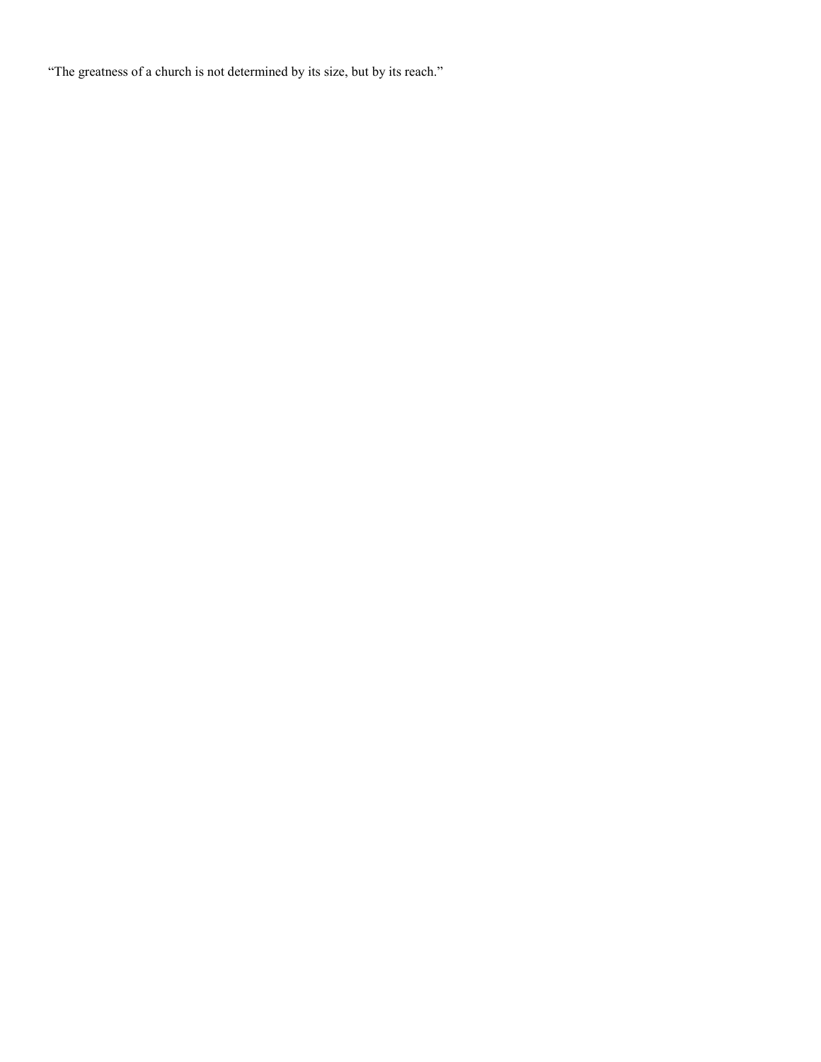“The greatness of a church is not determined by its size, but by its reach.”